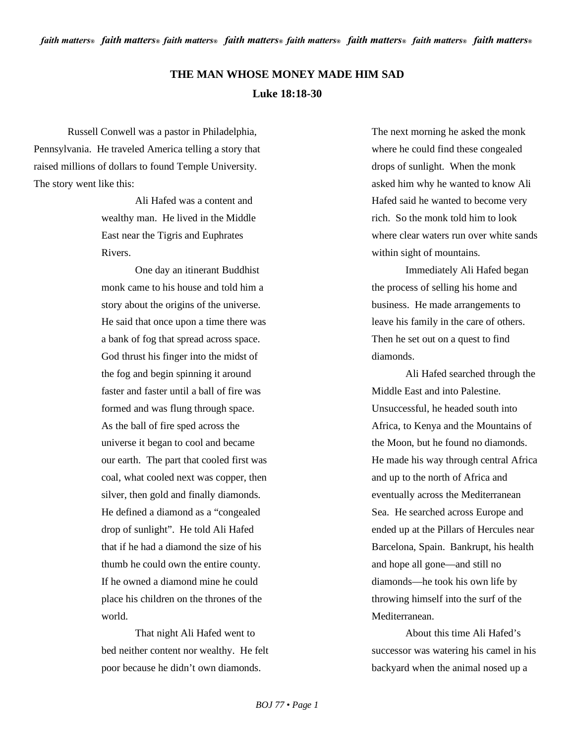# THE MAN WHOSE MONEY MADE HIM SAD

## Luke 18:18-30

Russell Conwell was a pastor in Philadelphia, Pennsylvania. He traveled America telling a story that raised millions of dollars to found Temple University. The story went like this:

> Ali Hafed was a content and wealthy man. He lived in the Middle East near the Tigris and Euphrates Rivers.
>
> One day an itinerant Buddhist monk came to his house and told him a story about the origins of the universe. He said that once upon a time there was a bank of fog that spread across space. God thrust his finger into the midst of the fog and begin spinning it around faster and faster until a ball of fire was formed and was flung through space. As the ball of fire sped across the universe it began to cool and became our earth. The part that cooled first was coal, what cooled next was copper, then silver, then gold and finally diamonds. He defined a diamond as a "congealed drop of sunlight". He told Ali Hafed that if he had a diamond the size of his thumb he could own the entire county. If he owned a diamond mine he could place his children on the thrones of the world.
>
> That night Ali Hafed went to bed neither content nor wealthy. He felt poor because he didn't own diamonds. The next morning he asked the monk where he could find these congealed drops of sunlight. When the monk asked him why he wanted to know Ali Hafed said he wanted to become very rich. So the monk told him to look where clear waters run over white sands within sight of mountains.
>
> Immediately Ali Hafed began the process of selling his home and business. He made arrangements to leave his family in the care of others. Then he set out on a quest to find diamonds.
>
> Ali Hafed searched through the Middle East and into Palestine. Unsuccessful, he headed south into Africa, to Kenya and the Mountains of the Moon, but he found no diamonds. He made his way through central Africa and up to the north of Africa and eventually across the Mediterranean Sea. He searched across Europe and ended up at the Pillars of Hercules near Barcelona, Spain. Bankrupt, his health and hope all gone—and still no diamonds—he took his own life by throwing himself into the surf of the Mediterranean.
>
> About this time Ali Hafed's successor was watering his camel in his backyard when the animal nosed up a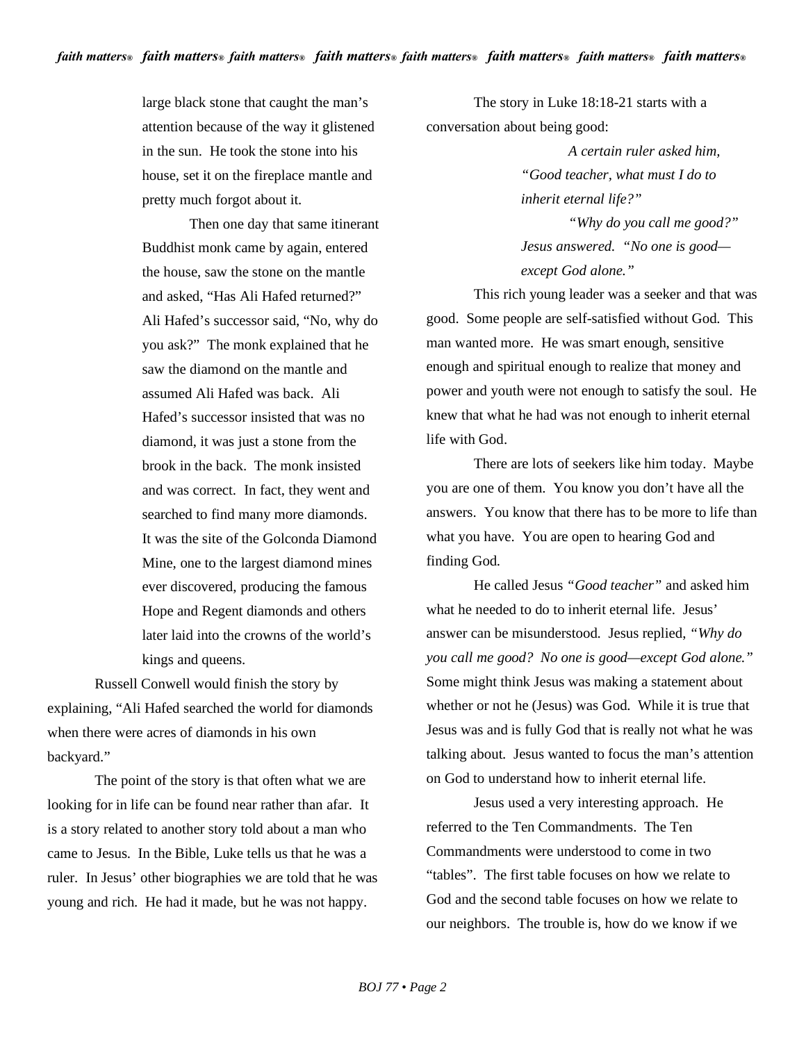large black stone that caught the man's attention because of the way it glistened in the sun. He took the stone into his house, set it on the fireplace mantle and pretty much forgot about it.

Then one day that same itinerant Buddhist monk came by again, entered the house, saw the stone on the mantle and asked, "Has Ali Hafed returned?" Ali Hafed's successor said, "No, why do you ask?" The monk explained that he saw the diamond on the mantle and assumed Ali Hafed was back. Ali Hafed's successor insisted that was no diamond, it was just a stone from the brook in the back. The monk insisted and was correct. In fact, they went and searched to find many more diamonds. It was the site of the Golconda Diamond Mine, one to the largest diamond mines ever discovered, producing the famous Hope and Regent diamonds and others later laid into the crowns of the world's kings and queens.

Russell Conwell would finish the story by explaining, "Ali Hafed searched the world for diamonds when there were acres of diamonds in his own backyard."

The point of the story is that often what we are looking for in life can be found near rather than afar. It is a story related to another story told about a man who came to Jesus. In the Bible, Luke tells us that he was a ruler. In Jesus' other biographies we are told that he was young and rich. He had it made, but he was not happy.

The story in Luke 18:18-21 starts with a conversation about being good:

> *A certain ruler asked him, "Good teacher, what must I do to inherit eternal life?"*
>
> *"Why do you call me good?" Jesus answered. "No one is good—except God alone."*

This rich young leader was a seeker and that was good. Some people are self-satisfied without God. This man wanted more. He was smart enough, sensitive enough and spiritual enough to realize that money and power and youth were not enough to satisfy the soul. He knew that what he had was not enough to inherit eternal life with God.

There are lots of seekers like him today. Maybe you are one of them. You know you don't have all the answers. You know that there has to be more to life than what you have. You are open to hearing God and finding God.

He called Jesus *"Good teacher"* and asked him what he needed to do to inherit eternal life. Jesus' answer can be misunderstood. Jesus replied, *"Why do you call me good? No one is good—except God alone."* Some might think Jesus was making a statement about whether or not he (Jesus) was God. While it is true that Jesus was and is fully God that is really not what he was talking about. Jesus wanted to focus the man's attention on God to understand how to inherit eternal life.

Jesus used a very interesting approach. He referred to the Ten Commandments. The Ten Commandments were understood to come in two "tables". The first table focuses on how we relate to God and the second table focuses on how we relate to our neighbors. The trouble is, how do we know if we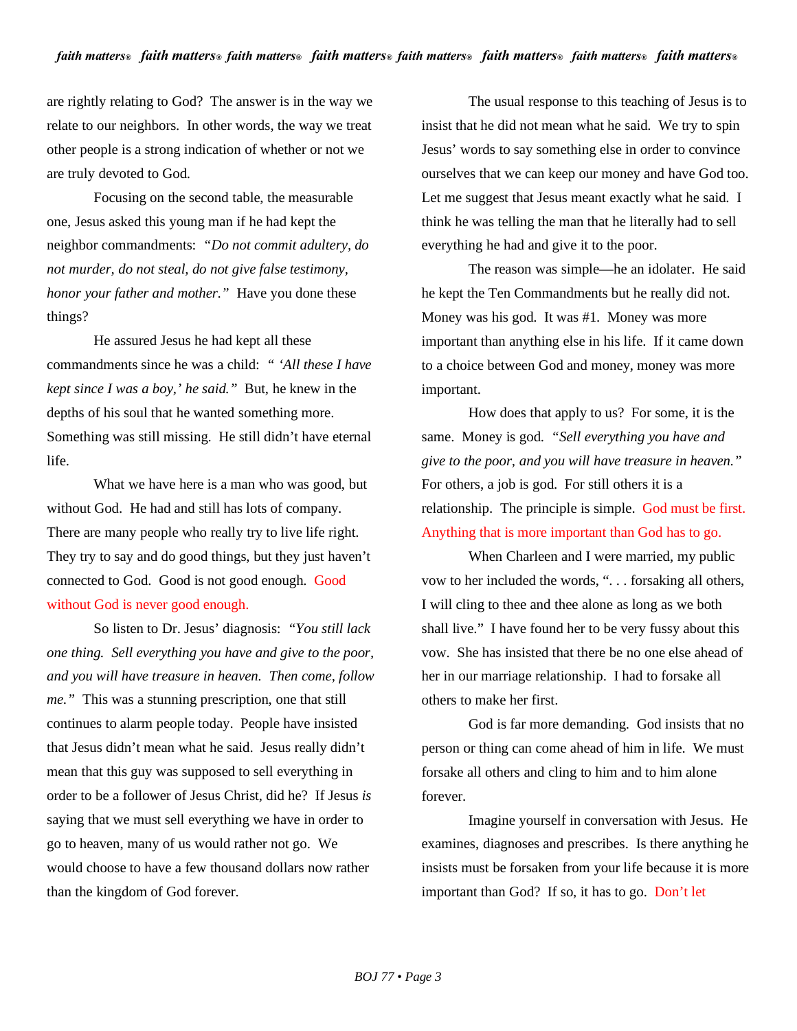are rightly relating to God? The answer is in the way we relate to our neighbors. In other words, the way we treat other people is a strong indication of whether or not we are truly devoted to God.

Focusing on the second table, the measurable one, Jesus asked this young man if he had kept the neighbor commandments: *"Do not commit adultery, do not murder, do not steal, do not give false testimony, honor your father and mother."* Have you done these things?

He assured Jesus he had kept all these commandments since he was a child: *" 'All these I have kept since I was a boy,' he said."* But, he knew in the depths of his soul that he wanted something more. Something was still missing. He still didn't have eternal life.

What we have here is a man who was good, but without God. He had and still has lots of company. There are many people who really try to live life right. They try to say and do good things, but they just haven't connected to God. Good is not good enough. Good without God is never good enough.

So listen to Dr. Jesus' diagnosis: *"You still lack one thing. Sell everything you have and give to the poor, and you will have treasure in heaven. Then come, follow me."* This was a stunning prescription, one that still continues to alarm people today. People have insisted that Jesus didn't mean what he said. Jesus really didn't mean that this guy was supposed to sell everything in order to be a follower of Jesus Christ, did he? If Jesus *is* saying that we must sell everything we have in order to go to heaven, many of us would rather not go. We would choose to have a few thousand dollars now rather than the kingdom of God forever.

The usual response to this teaching of Jesus is to insist that he did not mean what he said. We try to spin Jesus' words to say something else in order to convince ourselves that we can keep our money and have God too. Let me suggest that Jesus meant exactly what he said. I think he was telling the man that he literally had to sell everything he had and give it to the poor.

The reason was simple—he an idolater. He said he kept the Ten Commandments but he really did not. Money was his god. It was #1. Money was more important than anything else in his life. If it came down to a choice between God and money, money was more important.

How does that apply to us? For some, it is the same. Money is god. *"Sell everything you have and give to the poor, and you will have treasure in heaven."* For others, a job is god. For still others it is a relationship. The principle is simple. God must be first. Anything that is more important than God has to go.

When Charleen and I were married, my public vow to her included the words, ". . . forsaking all others, I will cling to thee and thee alone as long as we both shall live." I have found her to be very fussy about this vow. She has insisted that there be no one else ahead of her in our marriage relationship. I had to forsake all others to make her first.

God is far more demanding. God insists that no person or thing can come ahead of him in life. We must forsake all others and cling to him and to him alone forever.

Imagine yourself in conversation with Jesus. He examines, diagnoses and prescribes. Is there anything he insists must be forsaken from your life because it is more important than God? If so, it has to go. Don't let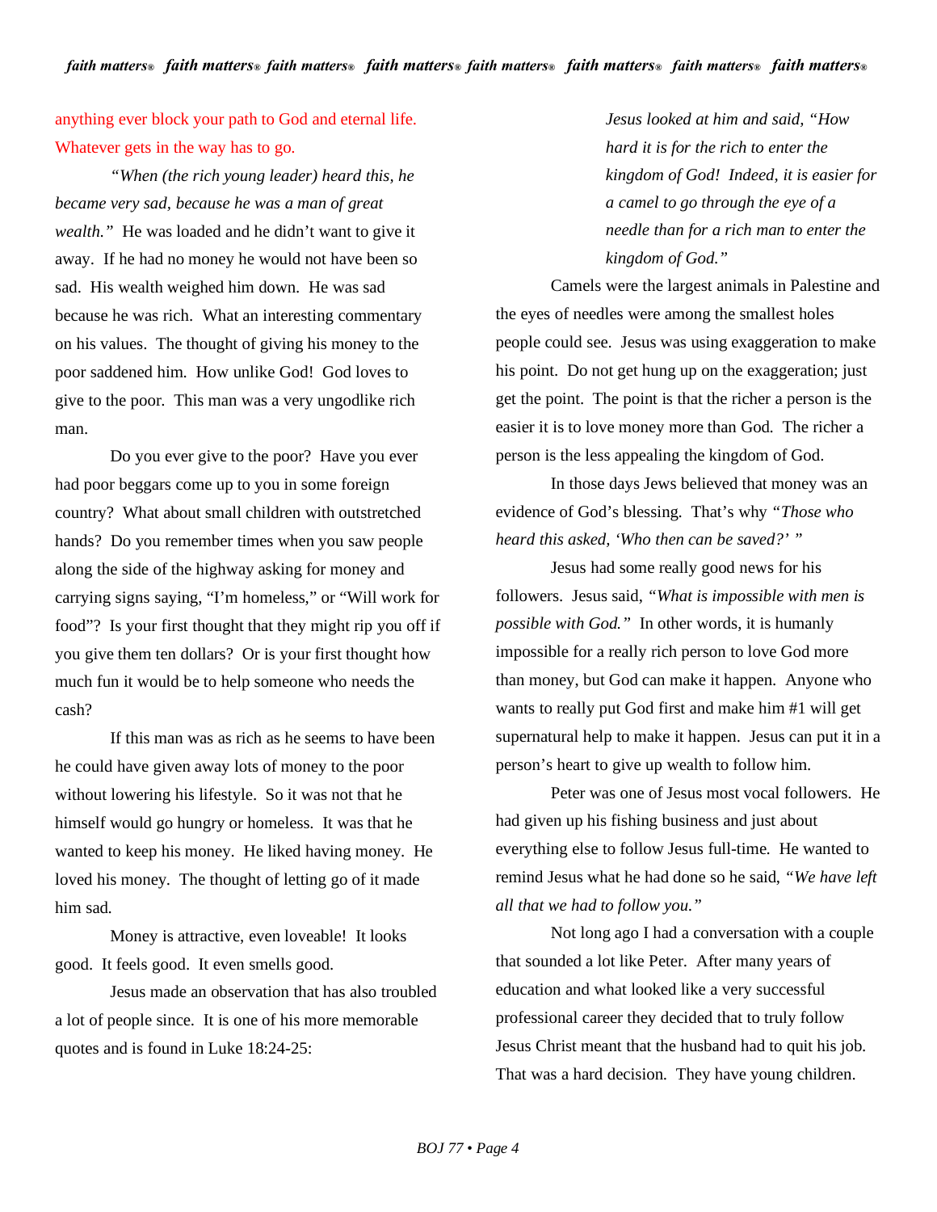anything ever block your path to God and eternal life. Whatever gets in the way has to go.

*"When (the rich young leader) heard this, he became very sad, because he was a man of great wealth."* He was loaded and he didn't want to give it away. If he had no money he would not have been so sad. His wealth weighed him down. He was sad because he was rich. What an interesting commentary on his values. The thought of giving his money to the poor saddened him. How unlike God! God loves to give to the poor. This man was a very ungodlike rich man.

Do you ever give to the poor? Have you ever had poor beggars come up to you in some foreign country? What about small children with outstretched hands? Do you remember times when you saw people along the side of the highway asking for money and carrying signs saying, "I'm homeless," or "Will work for food"? Is your first thought that they might rip you off if you give them ten dollars? Or is your first thought how much fun it would be to help someone who needs the cash?

If this man was as rich as he seems to have been he could have given away lots of money to the poor without lowering his lifestyle. So it was not that he himself would go hungry or homeless. It was that he wanted to keep his money. He liked having money. He loved his money. The thought of letting go of it made him sad.

Money is attractive, even loveable! It looks good. It feels good. It even smells good.

Jesus made an observation that has also troubled a lot of people since. It is one of his more memorable quotes and is found in Luke 18:24-25:

> *Jesus looked at him and said, "How hard it is for the rich to enter the kingdom of God! Indeed, it is easier for a camel to go through the eye of a needle than for a rich man to enter the kingdom of God."*

Camels were the largest animals in Palestine and the eyes of needles were among the smallest holes people could see. Jesus was using exaggeration to make his point. Do not get hung up on the exaggeration; just get the point. The point is that the richer a person is the easier it is to love money more than God. The richer a person is the less appealing the kingdom of God.

In those days Jews believed that money was an evidence of God's blessing. That's why *"Those who heard this asked, 'Who then can be saved?' "*

Jesus had some really good news for his followers. Jesus said, *"What is impossible with men is possible with God."* In other words, it is humanly impossible for a really rich person to love God more than money, but God can make it happen. Anyone who wants to really put God first and make him #1 will get supernatural help to make it happen. Jesus can put it in a person's heart to give up wealth to follow him.

Peter was one of Jesus most vocal followers. He had given up his fishing business and just about everything else to follow Jesus full-time. He wanted to remind Jesus what he had done so he said, *"We have left all that we had to follow you."*

Not long ago I had a conversation with a couple that sounded a lot like Peter. After many years of education and what looked like a very successful professional career they decided that to truly follow Jesus Christ meant that the husband had to quit his job. That was a hard decision. They have young children.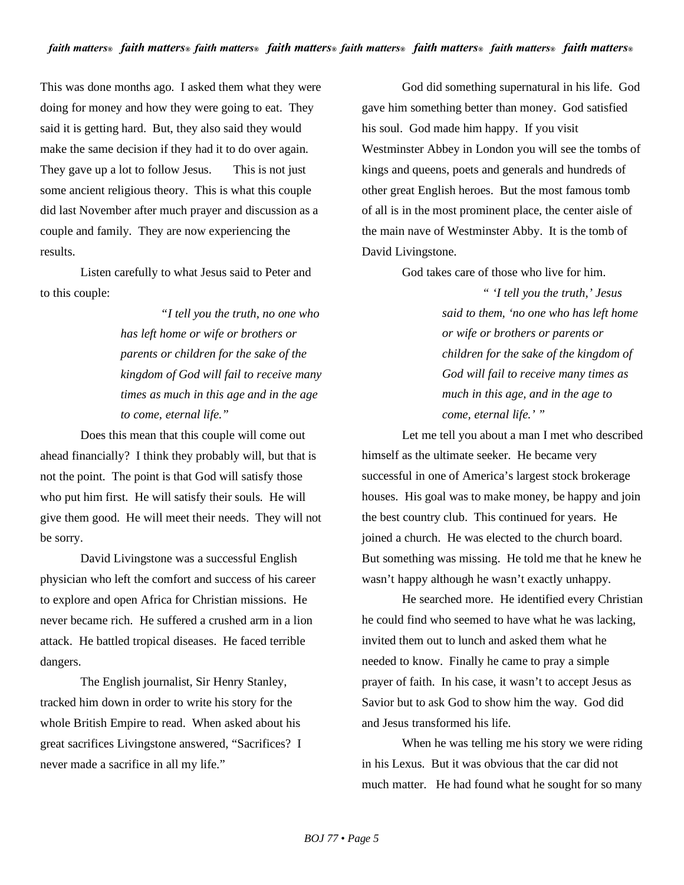This was done months ago. I asked them what they were doing for money and how they were going to eat. They said it is getting hard. But, they also said they would make the same decision if they had it to do over again. They gave up a lot to follow Jesus. This is not just some ancient religious theory. This is what this couple did last November after much prayer and discussion as a couple and family. They are now experiencing the results.

Listen carefully to what Jesus said to Peter and to this couple:

> *"I tell you the truth, no one who has left home or wife or brothers or parents or children for the sake of the kingdom of God will fail to receive many times as much in this age and in the age to come, eternal life."*

Does this mean that this couple will come out ahead financially? I think they probably will, but that is not the point. The point is that God will satisfy those who put him first. He will satisfy their souls. He will give them good. He will meet their needs. They will not be sorry.

David Livingstone was a successful English physician who left the comfort and success of his career to explore and open Africa for Christian missions. He never became rich. He suffered a crushed arm in a lion attack. He battled tropical diseases. He faced terrible dangers.

The English journalist, Sir Henry Stanley, tracked him down in order to write his story for the whole British Empire to read. When asked about his great sacrifices Livingstone answered, "Sacrifices? I never made a sacrifice in all my life."

God did something supernatural in his life. God gave him something better than money. God satisfied his soul. God made him happy. If you visit Westminster Abbey in London you will see the tombs of kings and queens, poets and generals and hundreds of other great English heroes. But the most famous tomb of all is in the most prominent place, the center aisle of the main nave of Westminster Abby. It is the tomb of David Livingstone.

God takes care of those who live for him.

> *" 'I tell you the truth,' Jesus said to them, 'no one who has left home or wife or brothers or parents or children for the sake of the kingdom of God will fail to receive many times as much in this age, and in the age to come, eternal life.' "*

Let me tell you about a man I met who described himself as the ultimate seeker. He became very successful in one of America's largest stock brokerage houses. His goal was to make money, be happy and join the best country club. This continued for years. He joined a church. He was elected to the church board. But something was missing. He told me that he knew he wasn't happy although he wasn't exactly unhappy.

He searched more. He identified every Christian he could find who seemed to have what he was lacking, invited them out to lunch and asked them what he needed to know. Finally he came to pray a simple prayer of faith. In his case, it wasn't to accept Jesus as Savior but to ask God to show him the way. God did and Jesus transformed his life.

When he was telling me his story we were riding in his Lexus. But it was obvious that the car did not much matter. He had found what he sought for so many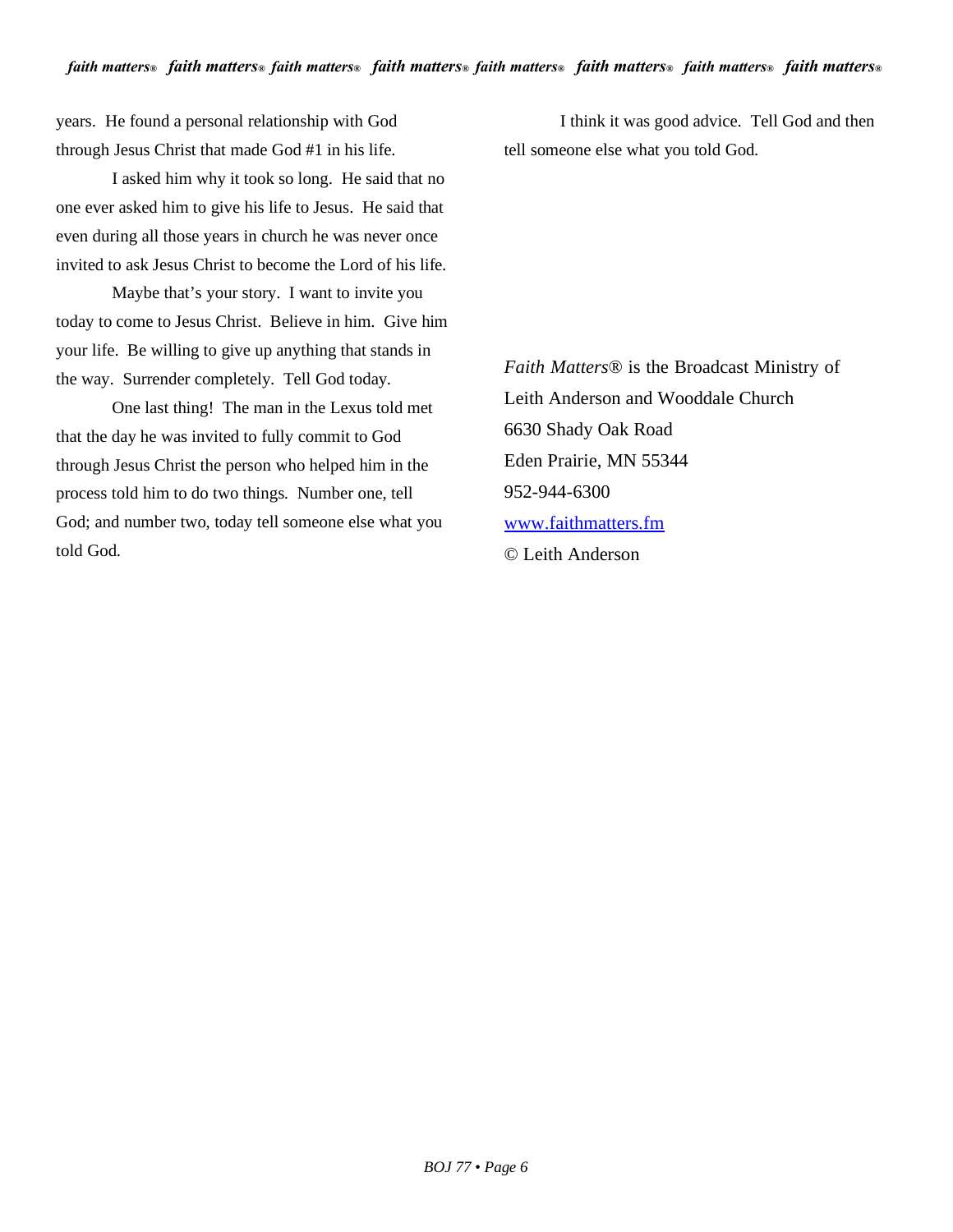years. He found a personal relationship with God through Jesus Christ that made God #1 in his life.

I asked him why it took so long. He said that no one ever asked him to give his life to Jesus. He said that even during all those years in church he was never once invited to ask Jesus Christ to become the Lord of his life.

Maybe that's your story. I want to invite you today to come to Jesus Christ. Believe in him. Give him your life. Be willing to give up anything that stands in the way. Surrender completely. Tell God today.

One last thing! The man in the Lexus told met that the day he was invited to fully commit to God through Jesus Christ the person who helped him in the process told him to do two things. Number one, tell God; and number two, today tell someone else what you told God.

I think it was good advice. Tell God and then tell someone else what you told God.

*Faith Matters®* is the Broadcast Ministry of Leith Anderson and Wooddale Church
6630 Shady Oak Road
Eden Prairie, MN 55344
952-944-6300
www.faithmatters.fm
© Leith Anderson